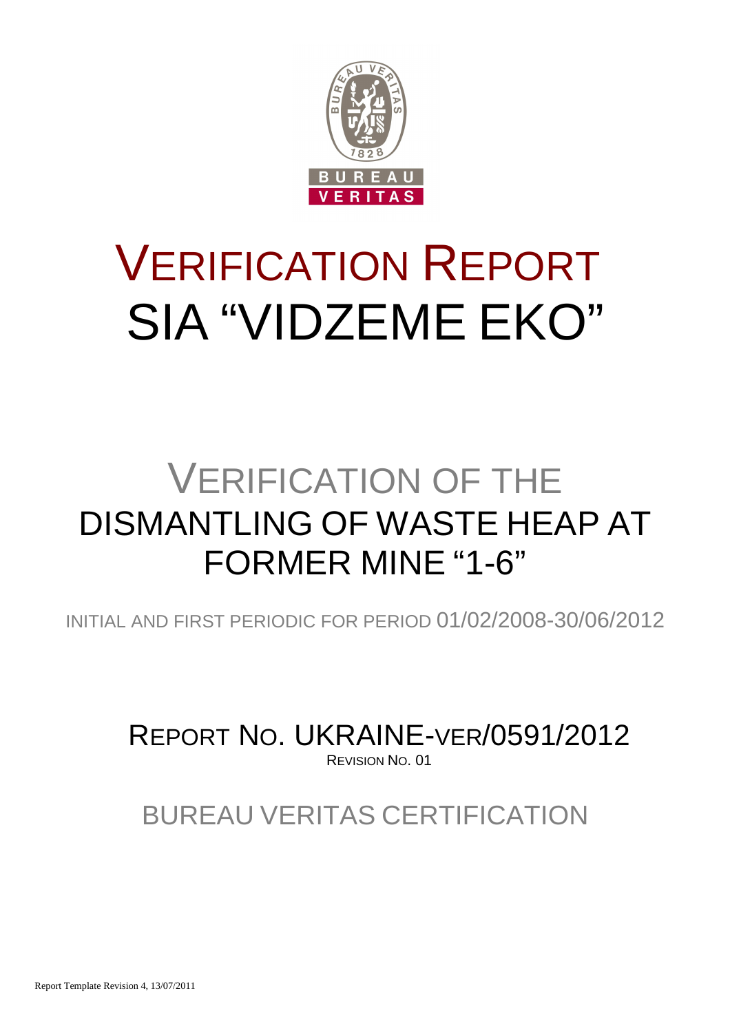# VERIFICATION REPORT
# SIA "VIDZEME EKO"

## VERIFICATION OF THE
## DISMANTLING OF WASTE HEAP AT FORMER MINE "1-6"

INITIAL AND FIRST PERIODIC FOR PERIOD 01/02/2008-30/06/2012

REPORT NO. UKRAINE-VER/0591/2012

REVISION NO. 01

BUREAU VERITAS CERTIFICATION

Report Template Revision 4, 13/07/2011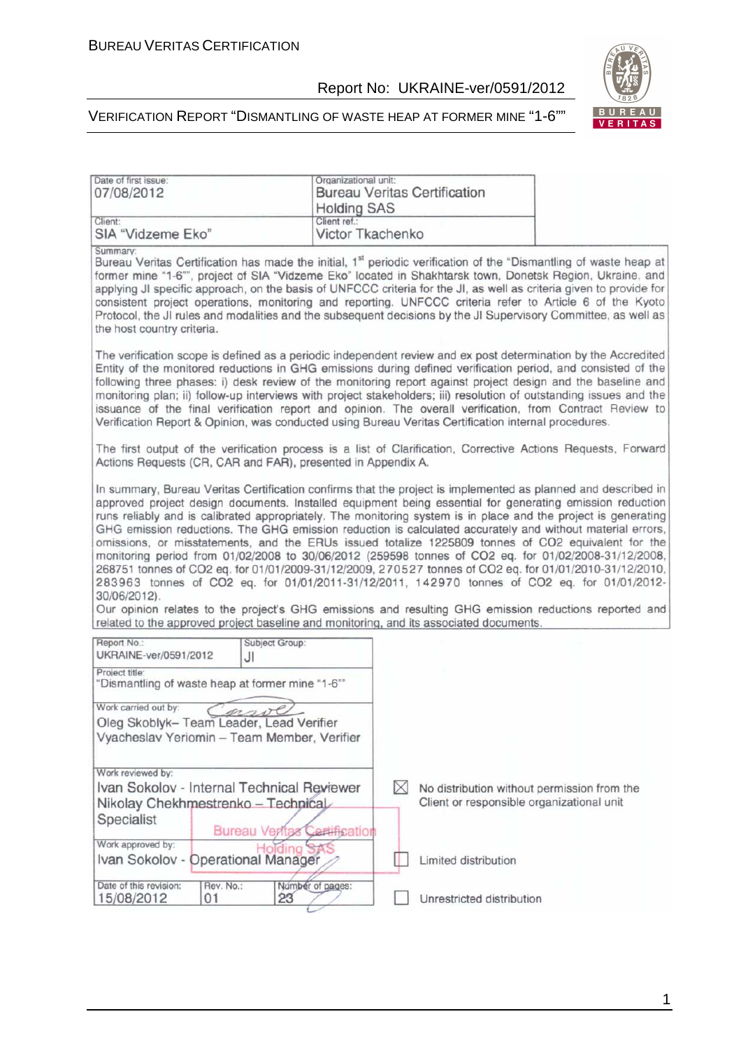| Date of first issue: 07/08/2012 | Organizational unit: Bureau Veritas Certification Holding SAS |
|---|---|
| Client: SIA "Vidzeme Eko" | Client ref.: Victor Tkachenko |

Summary:

Bureau Veritas Certification has made the initial, 1st periodic verification of the "Dismantling of waste heap at former mine "1-6"", project of SIA "Vidzeme Eko" located in Shakhtarsk town, Donetsk Region, Ukraine, and applying JI specific approach, on the basis of UNFCCC criteria for the JI, as well as criteria given to provide for consistent project operations, monitoring and reporting. UNFCCC criteria refer to Article 6 of the Kyoto Protocol, the JI rules and modalities and the subsequent decisions by the JI Supervisory Committee, as well as the host country criteria.

The verification scope is defined as a periodic independent review and ex post determination by the Accredited Entity of the monitored reductions in GHG emissions during defined verification period, and consisted of the following three phases: i) desk review of the monitoring report against project design and the baseline and monitoring plan; ii) follow-up interviews with project stakeholders; iii) resolution of outstanding issues and the issuance of the final verification report and opinion. The overall verification, from Contract Review to Verification Report & Opinion, was conducted using Bureau Veritas Certification internal procedures.

The first output of the verification process is a list of Clarification, Corrective Actions Requests, Forward Actions Requests (CR, CAR and FAR), presented in Appendix A.

In summary, Bureau Veritas Certification confirms that the project is implemented as planned and described in approved project design documents. Installed equipment being essential for generating emission reduction runs reliably and is calibrated appropriately. The monitoring system is in place and the project is generating GHG emission reductions. The GHG emission reduction is calculated accurately and without material errors, omissions, or misstatements, and the ERUs issued totalize 1225809 tonnes of CO2 equivalent for the monitoring period from 01/02/2008 to 30/06/2012 (259598 tonnes of CO2 eq. for 01/02/2008-31/12/2008, 268751 tonnes of CO2 eq. for 01/01/2009-31/12/2009, 270527 tonnes of CO2 eq. for 01/01/2010-31/12/2010, 283963 tonnes of CO2 eq. for 01/01/2011-31/12/2011, 142970 tonnes of CO2 eq. for 01/01/2012-30/06/2012).

Our opinion relates to the project's GHG emissions and resulting GHG emission reductions reported and related to the approved project baseline and monitoring, and its associated documents.

| Report No.: UKRAINE-ver/0591/2012 | Subject Group: JI | |
|---|---|---|
| Project title: "Dismantling of waste heap at former mine "1-6"" | | |
| Work carried out by: Oleg Skoblyk– Team Leader, Lead Verifier; Vyacheslav Yeriomin – Team Member, Verifier | | |
| Work reviewed by: Ivan Sokolov - Internal Technical Reviewer; Nikolay Chekhmestrenko – Technical Specialist | | |
| Work approved by: Ivan Sokolov - Operational Manager | | |
| Date of this revision: 15/08/2012 | Rev. No.: 01 | Number of pages: 23 |

☒ No distribution without permission from the Client or responsible organizational unit

☐ Limited distribution

☐ Unrestricted distribution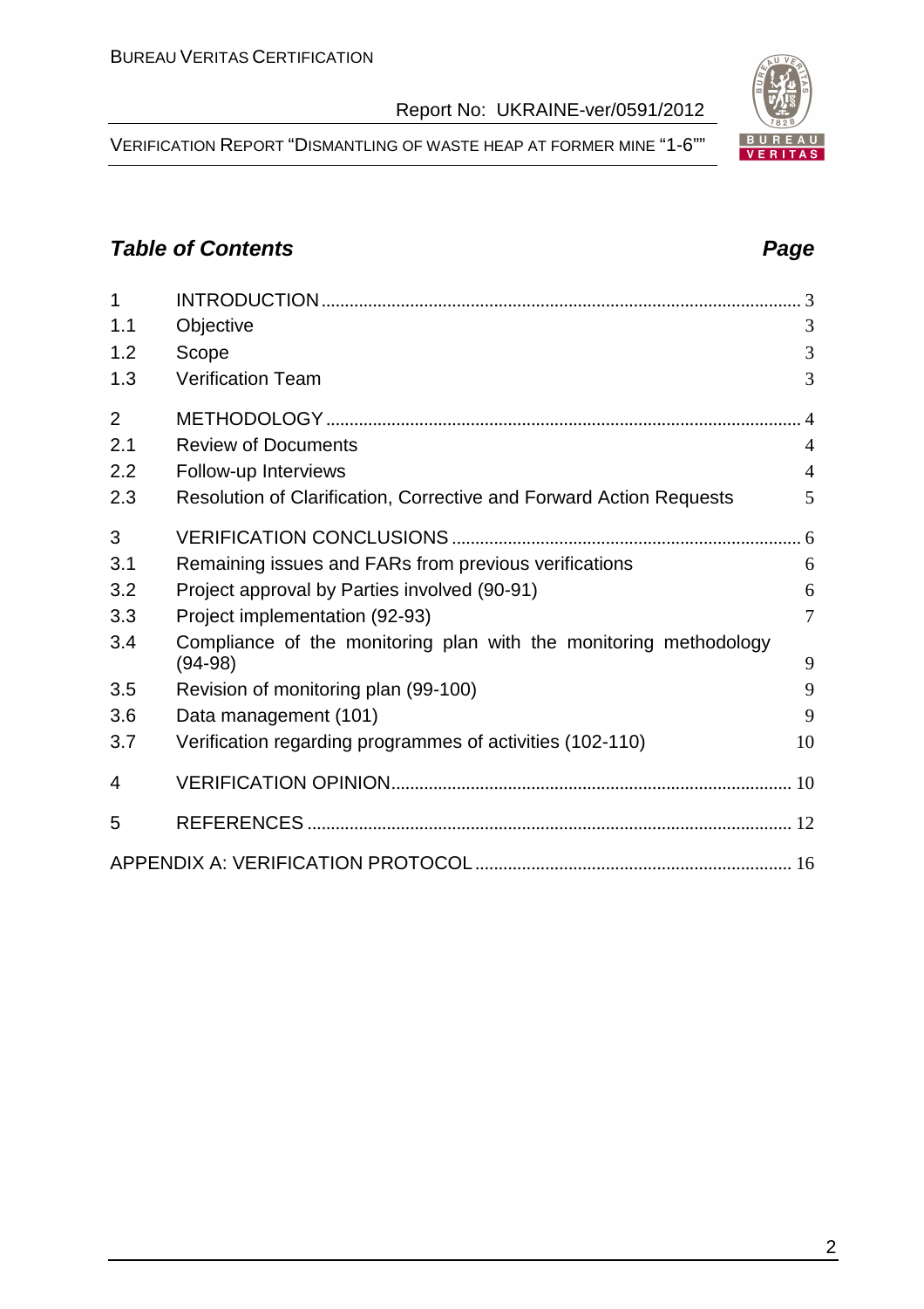## *Table of Contents* *Page*

| | | |
|---|---|---|
| 1 | INTRODUCTION | 3 |
| 1.1 | Objective | 3 |
| 1.2 | Scope | 3 |
| 1.3 | Verification Team | 3 |
| 2 | METHODOLOGY | 4 |
| 2.1 | Review of Documents | 4 |
| 2.2 | Follow-up Interviews | 4 |
| 2.3 | Resolution of Clarification, Corrective and Forward Action Requests | 5 |
| 3 | VERIFICATION CONCLUSIONS | 6 |
| 3.1 | Remaining issues and FARs from previous verifications | 6 |
| 3.2 | Project approval by Parties involved (90-91) | 6 |
| 3.3 | Project implementation (92-93) | 7 |
| 3.4 | Compliance of the monitoring plan with the monitoring methodology (94-98) | 9 |
| 3.5 | Revision of monitoring plan (99-100) | 9 |
| 3.6 | Data management (101) | 9 |
| 3.7 | Verification regarding programmes of activities (102-110) | 10 |
| 4 | VERIFICATION OPINION | 10 |
| 5 | REFERENCES | 12 |
| | APPENDIX A: VERIFICATION PROTOCOL | 16 |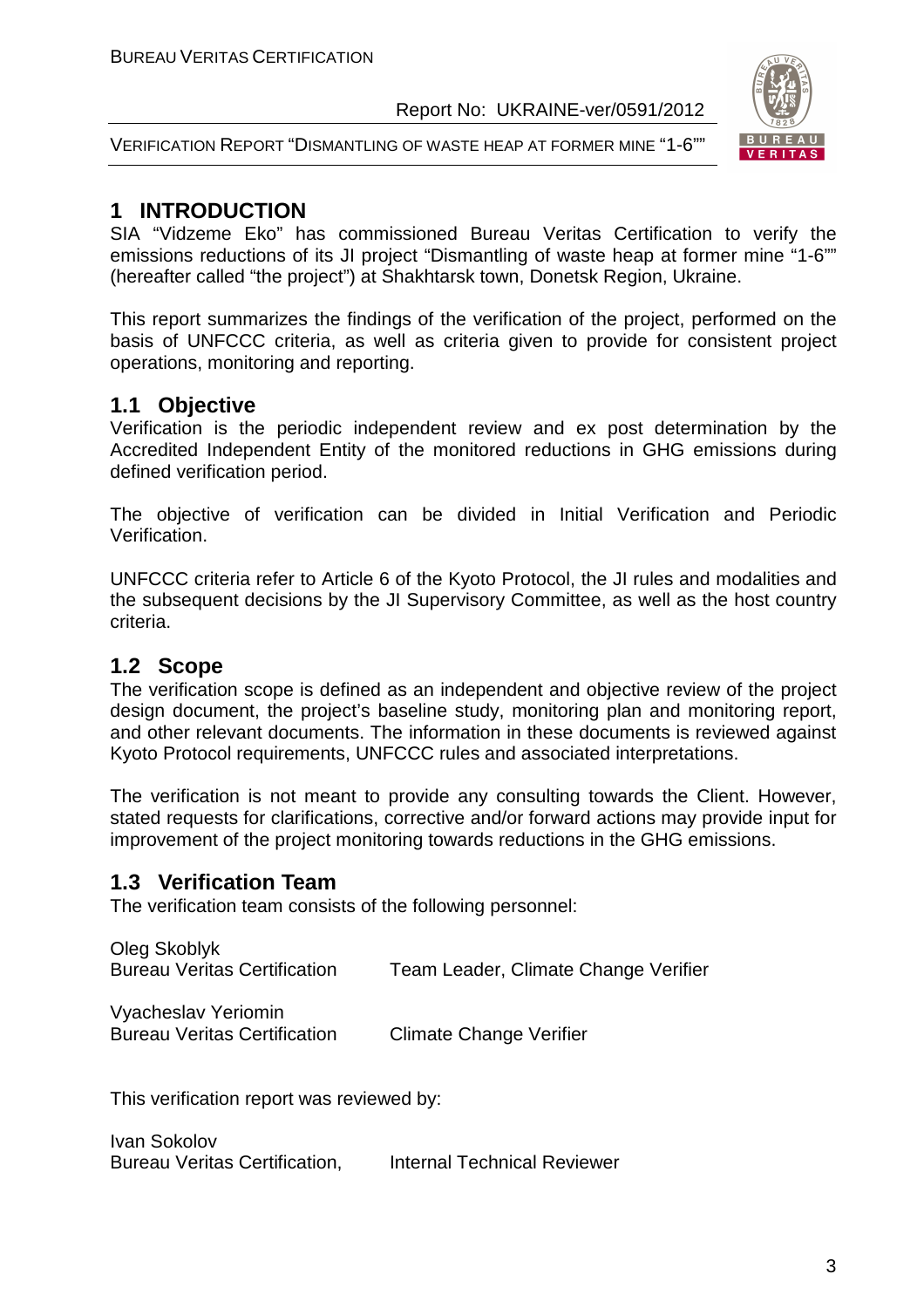# 1 INTRODUCTION

SIA "Vidzeme Eko" has commissioned Bureau Veritas Certification to verify the emissions reductions of its JI project "Dismantling of waste heap at former mine "1-6"" (hereafter called "the project") at Shakhtarsk town, Donetsk Region, Ukraine.

This report summarizes the findings of the verification of the project, performed on the basis of UNFCCC criteria, as well as criteria given to provide for consistent project operations, monitoring and reporting.

## 1.1 Objective

Verification is the periodic independent review and ex post determination by the Accredited Independent Entity of the monitored reductions in GHG emissions during defined verification period.

The objective of verification can be divided in Initial Verification and Periodic Verification.

UNFCCC criteria refer to Article 6 of the Kyoto Protocol, the JI rules and modalities and the subsequent decisions by the JI Supervisory Committee, as well as the host country criteria.

## 1.2 Scope

The verification scope is defined as an independent and objective review of the project design document, the project's baseline study, monitoring plan and monitoring report, and other relevant documents. The information in these documents is reviewed against Kyoto Protocol requirements, UNFCCC rules and associated interpretations.

The verification is not meant to provide any consulting towards the Client. However, stated requests for clarifications, corrective and/or forward actions may provide input for improvement of the project monitoring towards reductions in the GHG emissions.

## 1.3 Verification Team

The verification team consists of the following personnel:

Oleg Skoblyk
Bureau Veritas Certification — Team Leader, Climate Change Verifier

Vyacheslav Yeriomin
Bureau Veritas Certification — Climate Change Verifier

This verification report was reviewed by:

Ivan Sokolov
Bureau Veritas Certification, — Internal Technical Reviewer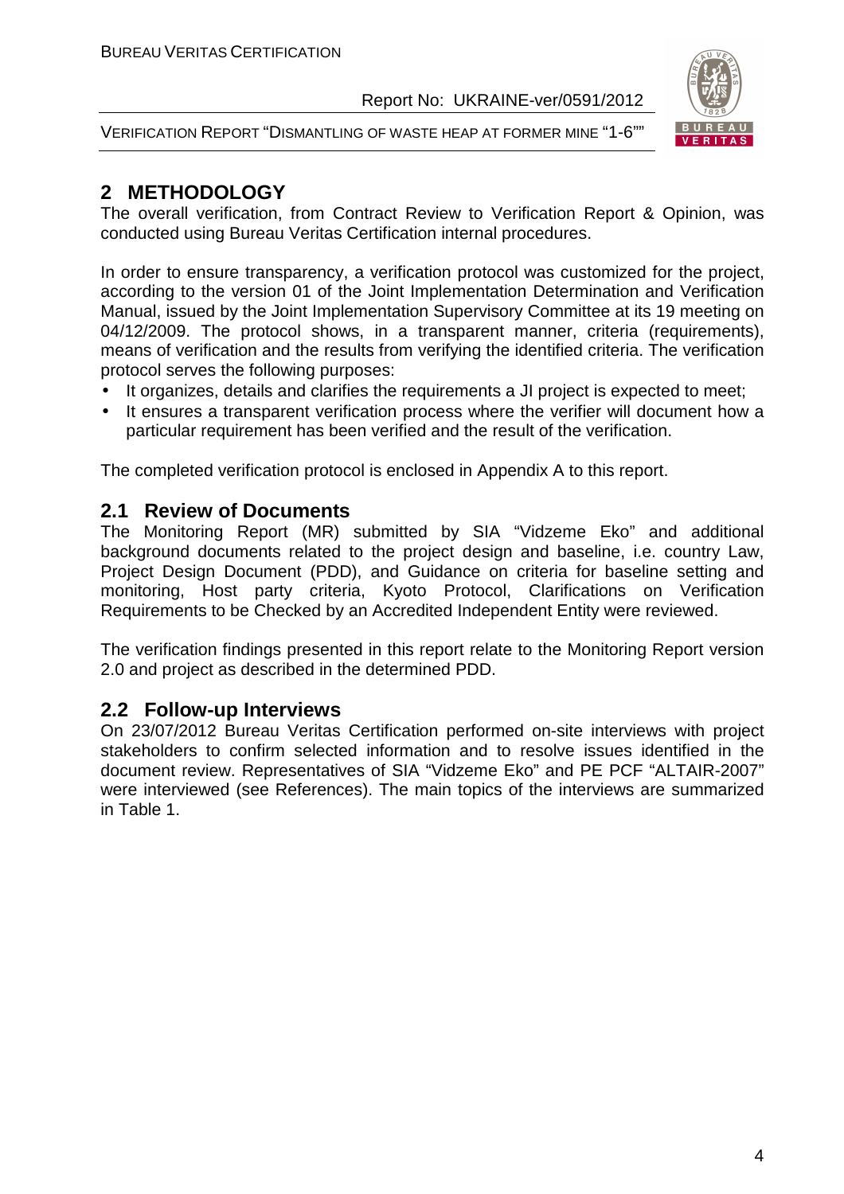## 2 METHODOLOGY

The overall verification, from Contract Review to Verification Report & Opinion, was conducted using Bureau Veritas Certification internal procedures.

In order to ensure transparency, a verification protocol was customized for the project, according to the version 01 of the Joint Implementation Determination and Verification Manual, issued by the Joint Implementation Supervisory Committee at its 19 meeting on 04/12/2009. The protocol shows, in a transparent manner, criteria (requirements), means of verification and the results from verifying the identified criteria. The verification protocol serves the following purposes:

- It organizes, details and clarifies the requirements a JI project is expected to meet;
- It ensures a transparent verification process where the verifier will document how a particular requirement has been verified and the result of the verification.

The completed verification protocol is enclosed in Appendix A to this report.

### 2.1 Review of Documents

The Monitoring Report (MR) submitted by SIA "Vidzeme Eko" and additional background documents related to the project design and baseline, i.e. country Law, Project Design Document (PDD), and Guidance on criteria for baseline setting and monitoring, Host party criteria, Kyoto Protocol, Clarifications on Verification Requirements to be Checked by an Accredited Independent Entity were reviewed.

The verification findings presented in this report relate to the Monitoring Report version 2.0 and project as described in the determined PDD.

### 2.2 Follow-up Interviews

On 23/07/2012 Bureau Veritas Certification performed on-site interviews with project stakeholders to confirm selected information and to resolve issues identified in the document review. Representatives of SIA "Vidzeme Eko" and PE PCF "ALTAIR-2007" were interviewed (see References). The main topics of the interviews are summarized in Table 1.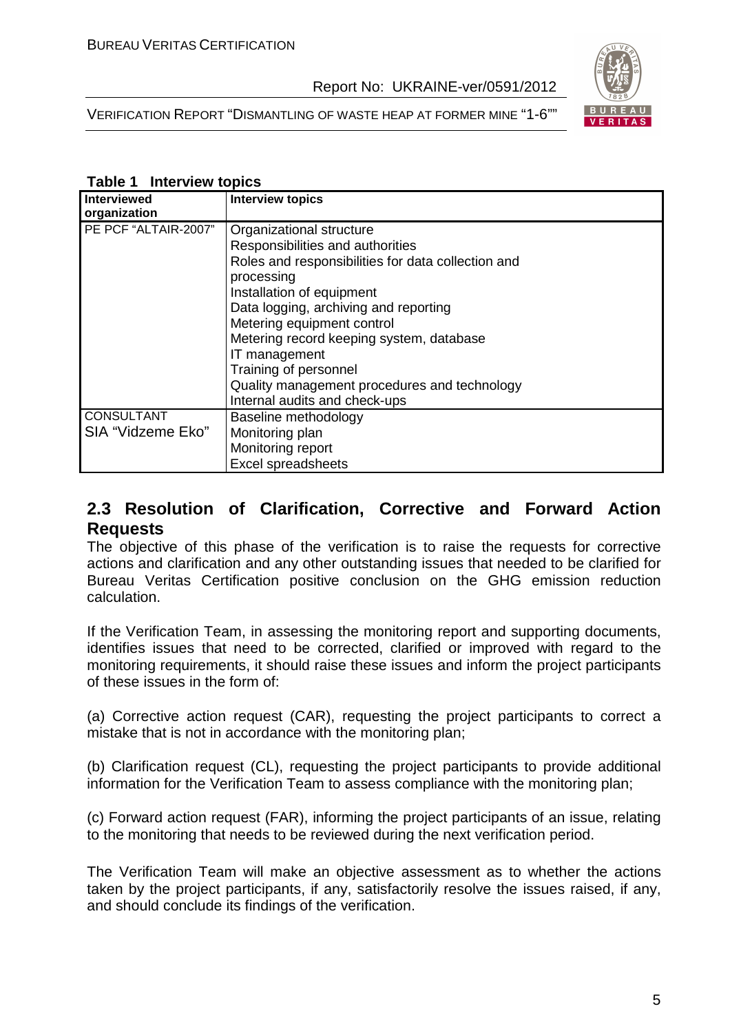**Table 1 Interview topics**

| Interviewed organization | Interview topics |
|---|---|
| PE PCF "ALTAIR-2007" | Organizational structure<br>Responsibilities and authorities<br>Roles and responsibilities for data collection and processing<br>Installation of equipment<br>Data logging, archiving and reporting<br>Metering equipment control<br>Metering record keeping system, database<br>IT management<br>Training of personnel<br>Quality management procedures and technology<br>Internal audits and check-ups |
| CONSULTANT<br>SIA "Vidzeme Eko" | Baseline methodology<br>Monitoring plan<br>Monitoring report<br>Excel spreadsheets |

## 2.3 Resolution of Clarification, Corrective and Forward Action Requests

The objective of this phase of the verification is to raise the requests for corrective actions and clarification and any other outstanding issues that needed to be clarified for Bureau Veritas Certification positive conclusion on the GHG emission reduction calculation.

If the Verification Team, in assessing the monitoring report and supporting documents, identifies issues that need to be corrected, clarified or improved with regard to the monitoring requirements, it should raise these issues and inform the project participants of these issues in the form of:

(a) Corrective action request (CAR), requesting the project participants to correct a mistake that is not in accordance with the monitoring plan;

(b) Clarification request (CL), requesting the project participants to provide additional information for the Verification Team to assess compliance with the monitoring plan;

(c) Forward action request (FAR), informing the project participants of an issue, relating to the monitoring that needs to be reviewed during the next verification period.

The Verification Team will make an objective assessment as to whether the actions taken by the project participants, if any, satisfactorily resolve the issues raised, if any, and should conclude its findings of the verification.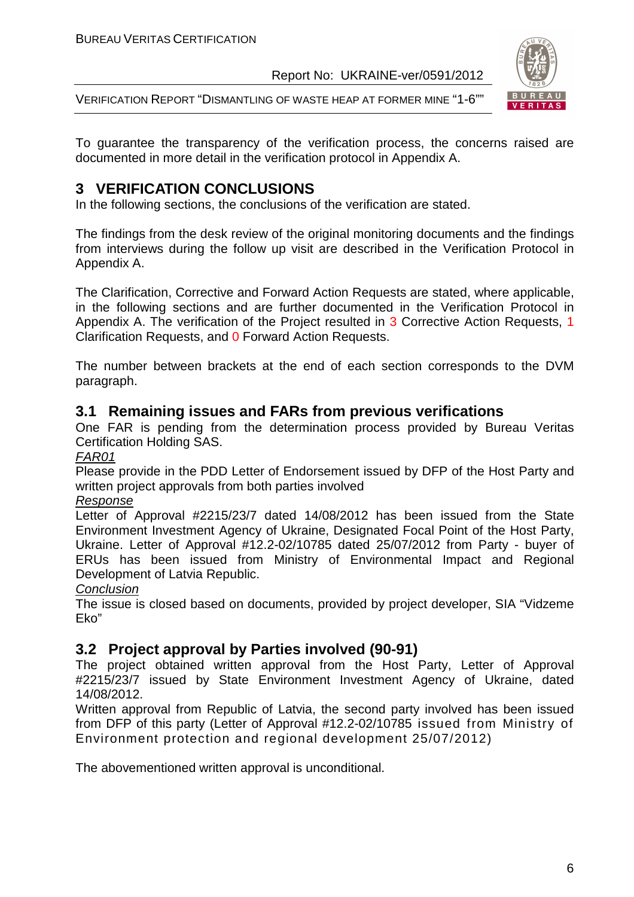To guarantee the transparency of the verification process, the concerns raised are documented in more detail in the verification protocol in Appendix A.

# 3 VERIFICATION CONCLUSIONS

In the following sections, the conclusions of the verification are stated.

The findings from the desk review of the original monitoring documents and the findings from interviews during the follow up visit are described in the Verification Protocol in Appendix A.

The Clarification, Corrective and Forward Action Requests are stated, where applicable, in the following sections and are further documented in the Verification Protocol in Appendix A. The verification of the Project resulted in 3 Corrective Action Requests, 1 Clarification Requests, and 0 Forward Action Requests.

The number between brackets at the end of each section corresponds to the DVM paragraph.

## 3.1 Remaining issues and FARs from previous verifications

One FAR is pending from the determination process provided by Bureau Veritas Certification Holding SAS.

*FAR01*

Please provide in the PDD Letter of Endorsement issued by DFP of the Host Party and written project approvals from both parties involved

*Response*

Letter of Approval #2215/23/7 dated 14/08/2012 has been issued from the State Environment Investment Agency of Ukraine, Designated Focal Point of the Host Party, Ukraine. Letter of Approval #12.2-02/10785 dated 25/07/2012 from Party - buyer of ERUs has been issued from Ministry of Environmental Impact and Regional Development of Latvia Republic.

*Conclusion*

The issue is closed based on documents, provided by project developer, SIA "Vidzeme Eko"

## 3.2 Project approval by Parties involved (90-91)

The project obtained written approval from the Host Party, Letter of Approval #2215/23/7 issued by State Environment Investment Agency of Ukraine, dated 14/08/2012.

Written approval from Republic of Latvia, the second party involved has been issued from DFP of this party (Letter of Approval #12.2-02/10785 issued from Ministry of Environment protection and regional development 25/07/2012)

The abovementioned written approval is unconditional.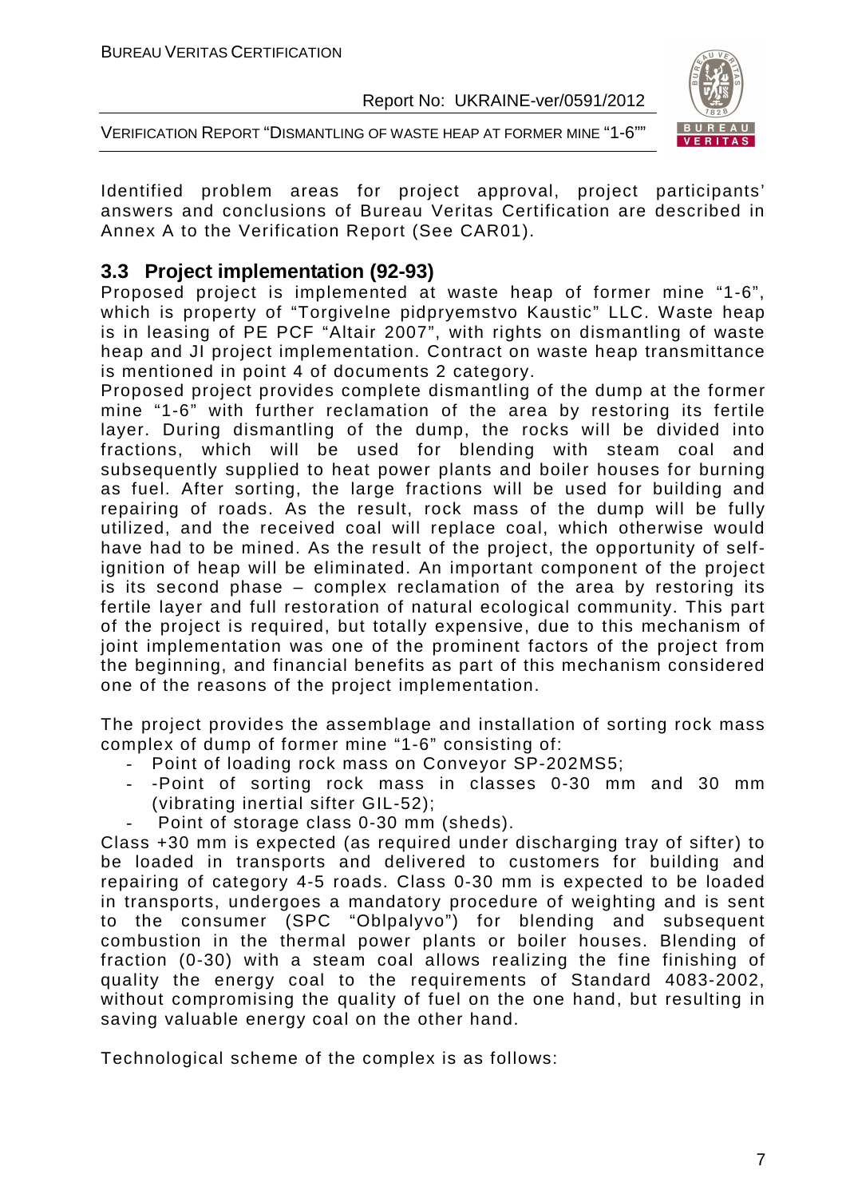Identified problem areas for project approval, project participants' answers and conclusions of Bureau Veritas Certification are described in Annex A to the Verification Report (See CAR01).

## 3.3 Project implementation (92-93)

Proposed project is implemented at waste heap of former mine "1-6", which is property of "Torgivelne pidpryemstvo Kaustic" LLC. Waste heap is in leasing of PE PCF "Altair 2007", with rights on dismantling of waste heap and JI project implementation. Contract on waste heap transmittance is mentioned in point 4 of documents 2 category.

Proposed project provides complete dismantling of the dump at the former mine "1-6" with further reclamation of the area by restoring its fertile layer. During dismantling of the dump, the rocks will be divided into fractions, which will be used for blending with steam coal and subsequently supplied to heat power plants and boiler houses for burning as fuel. After sorting, the large fractions will be used for building and repairing of roads. As the result, rock mass of the dump will be fully utilized, and the received coal will replace coal, which otherwise would have had to be mined. As the result of the project, the opportunity of self-ignition of heap will be eliminated. An important component of the project is its second phase – complex reclamation of the area by restoring its fertile layer and full restoration of natural ecological community. This part of the project is required, but totally expensive, due to this mechanism of joint implementation was one of the prominent factors of the project from the beginning, and financial benefits as part of this mechanism considered one of the reasons of the project implementation.

The project provides the assemblage and installation of sorting rock mass complex of dump of former mine "1-6" consisting of:

- Point of loading rock mass on Conveyor SP-202MS5;
- -Point of sorting rock mass in classes 0-30 mm and 30 mm (vibrating inertial sifter GIL-52);
- Point of storage class 0-30 mm (sheds).

Class +30 mm is expected (as required under discharging tray of sifter) to be loaded in transports and delivered to customers for building and repairing of category 4-5 roads. Class 0-30 mm is expected to be loaded in transports, undergoes a mandatory procedure of weighting and is sent to the consumer (SPC "Oblpalyvo") for blending and subsequent combustion in the thermal power plants or boiler houses. Blending of fraction (0-30) with a steam coal allows realizing the fine finishing of quality the energy coal to the requirements of Standard 4083-2002, without compromising the quality of fuel on the one hand, but resulting in saving valuable energy coal on the other hand.

Technological scheme of the complex is as follows: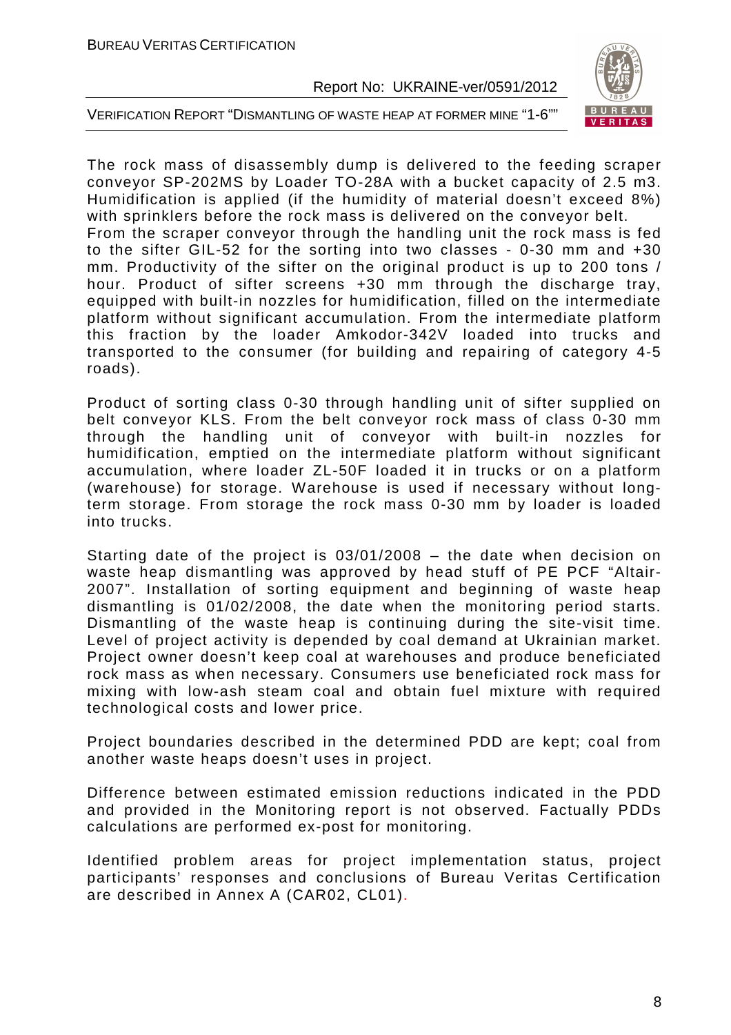The rock mass of disassembly dump is delivered to the feeding scraper conveyor SP-202MS by Loader TO-28A with a bucket capacity of 2.5 m3. Humidification is applied (if the humidity of material doesn't exceed 8%) with sprinklers before the rock mass is delivered on the conveyor belt.
From the scraper conveyor through the handling unit the rock mass is fed to the sifter GIL-52 for the sorting into two classes - 0-30 mm and +30 mm. Productivity of the sifter on the original product is up to 200 tons / hour. Product of sifter screens +30 mm through the discharge tray, equipped with built-in nozzles for humidification, filled on the intermediate platform without significant accumulation. From the intermediate platform this fraction by the loader Amkodor-342V loaded into trucks and transported to the consumer (for building and repairing of category 4-5 roads).

Product of sorting class 0-30 through handling unit of sifter supplied on belt conveyor KLS. From the belt conveyor rock mass of class 0-30 mm through the handling unit of conveyor with built-in nozzles for humidification, emptied on the intermediate platform without significant accumulation, where loader ZL-50F loaded it in trucks or on a platform (warehouse) for storage. Warehouse is used if necessary without long-term storage. From storage the rock mass 0-30 mm by loader is loaded into trucks.

Starting date of the project is 03/01/2008 – the date when decision on waste heap dismantling was approved by head stuff of PE PCF "Altair-2007". Installation of sorting equipment and beginning of waste heap dismantling is 01/02/2008, the date when the monitoring period starts. Dismantling of the waste heap is continuing during the site-visit time. Level of project activity is depended by coal demand at Ukrainian market. Project owner doesn't keep coal at warehouses and produce beneficiated rock mass as when necessary. Consumers use beneficiated rock mass for mixing with low-ash steam coal and obtain fuel mixture with required technological costs and lower price.

Project boundaries described in the determined PDD are kept; coal from another waste heaps doesn't uses in project.

Difference between estimated emission reductions indicated in the PDD and provided in the Monitoring report is not observed. Factually PDDs calculations are performed ex-post for monitoring.

Identified problem areas for project implementation status, project participants' responses and conclusions of Bureau Veritas Certification are described in Annex A (CAR02, CL01).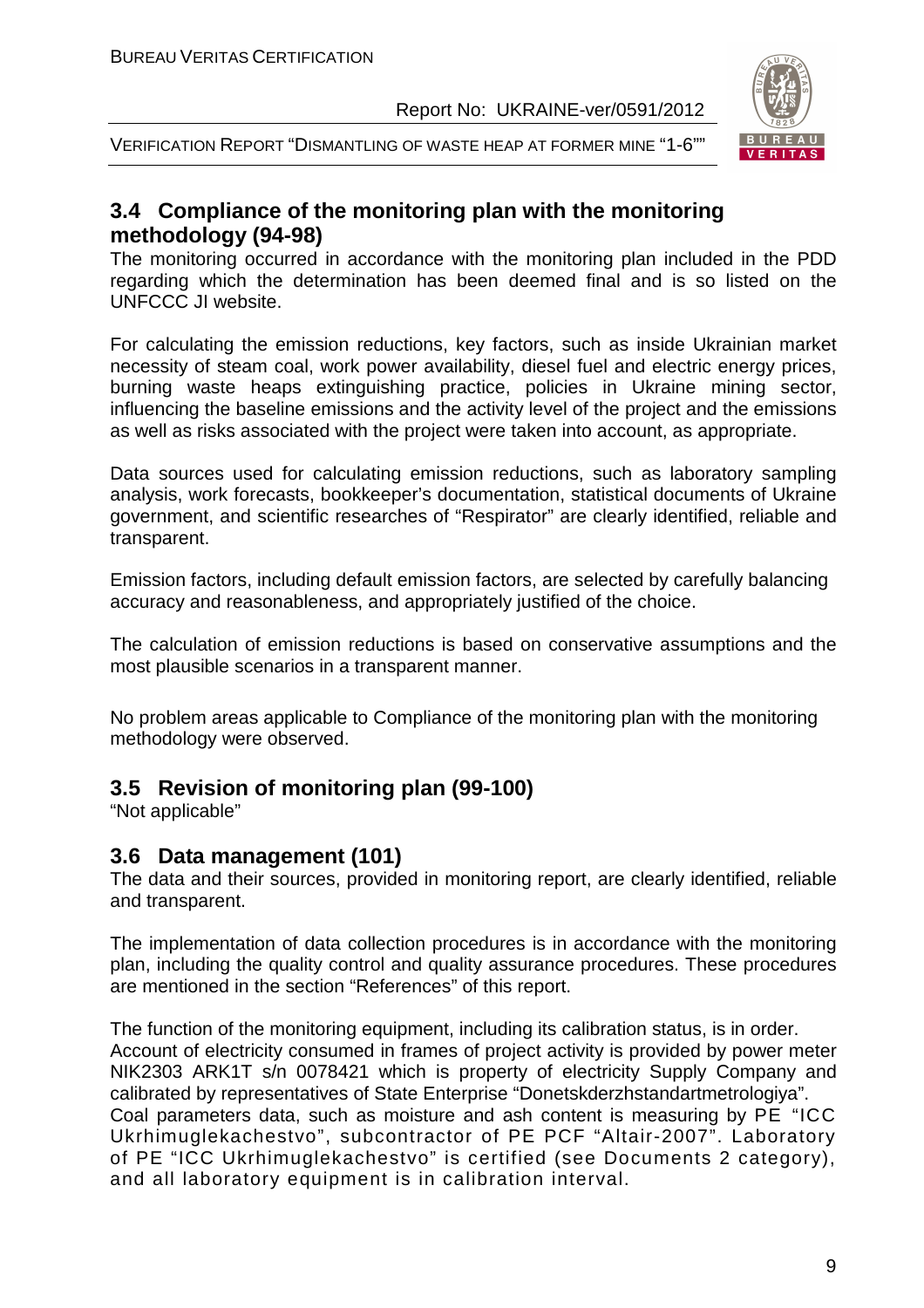## 3.4 Compliance of the monitoring plan with the monitoring methodology (94-98)

The monitoring occurred in accordance with the monitoring plan included in the PDD regarding which the determination has been deemed final and is so listed on the UNFCCC JI website.

For calculating the emission reductions, key factors, such as inside Ukrainian market necessity of steam coal, work power availability, diesel fuel and electric energy prices, burning waste heaps extinguishing practice, policies in Ukraine mining sector, influencing the baseline emissions and the activity level of the project and the emissions as well as risks associated with the project were taken into account, as appropriate.

Data sources used for calculating emission reductions, such as laboratory sampling analysis, work forecasts, bookkeeper's documentation, statistical documents of Ukraine government, and scientific researches of "Respirator" are clearly identified, reliable and transparent.

Emission factors, including default emission factors, are selected by carefully balancing accuracy and reasonableness, and appropriately justified of the choice.

The calculation of emission reductions is based on conservative assumptions and the most plausible scenarios in a transparent manner.

No problem areas applicable to Compliance of the monitoring plan with the monitoring methodology were observed.

## 3.5 Revision of monitoring plan (99-100)

"Not applicable"

## 3.6 Data management (101)

The data and their sources, provided in monitoring report, are clearly identified, reliable and transparent.

The implementation of data collection procedures is in accordance with the monitoring plan, including the quality control and quality assurance procedures. These procedures are mentioned in the section "References" of this report.

The function of the monitoring equipment, including its calibration status, is in order.
Account of electricity consumed in frames of project activity is provided by power meter NIK2303 ARK1T s/n 0078421 which is property of electricity Supply Company and calibrated by representatives of State Enterprise "Donetskderzhstandartmetrologiya".
Coal parameters data, such as moisture and ash content is measuring by PE "ICC Ukrhimuglekachestvo", subcontractor of PE PCF "Altair-2007". Laboratory of PE "ICC Ukrhimuglekachestvo" is certified (see Documents 2 category), and all laboratory equipment is in calibration interval.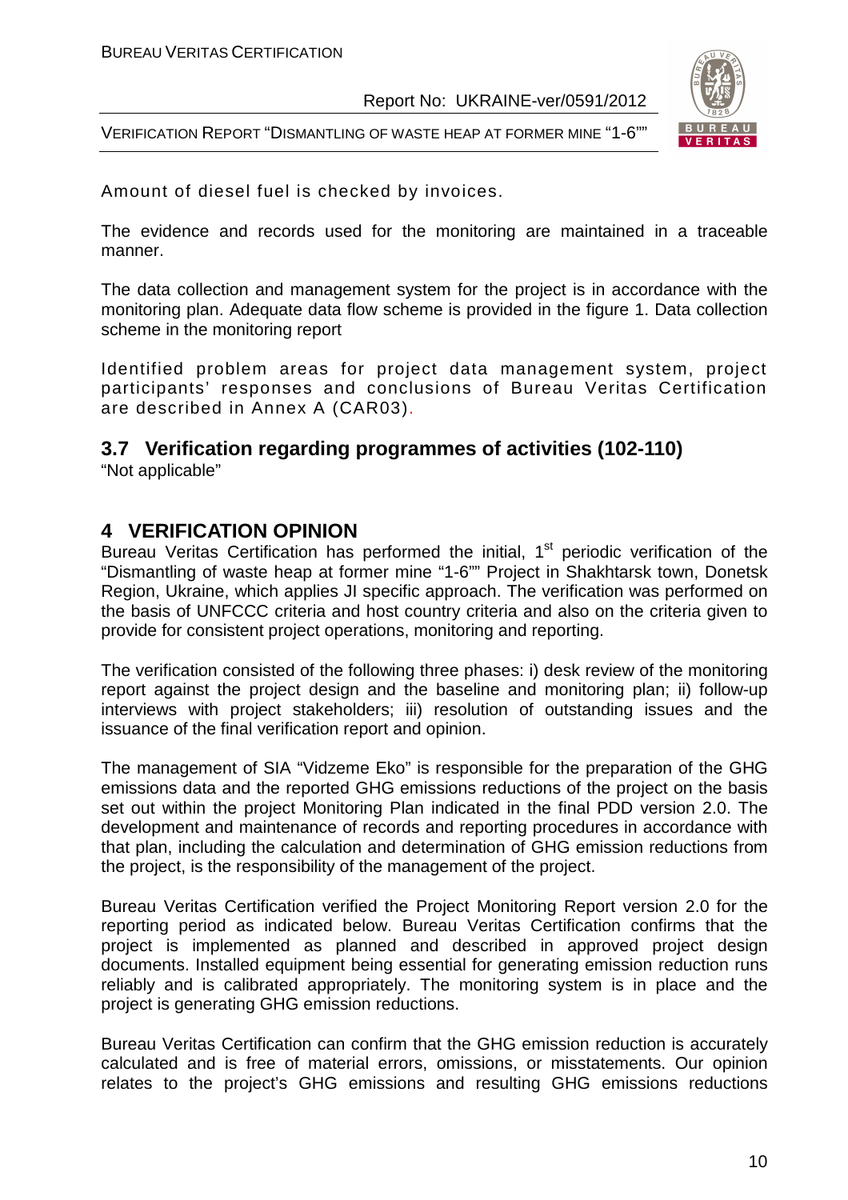Amount of diesel fuel is checked by invoices.

The evidence and records used for the monitoring are maintained in a traceable manner.

The data collection and management system for the project is in accordance with the monitoring plan. Adequate data flow scheme is provided in the figure 1. Data collection scheme in the monitoring report

Identified problem areas for project data management system, project participants' responses and conclusions of Bureau Veritas Certification are described in Annex A (CAR03).

## 3.7 Verification regarding programmes of activities (102-110)

"Not applicable"

# 4 VERIFICATION OPINION

Bureau Veritas Certification has performed the initial, 1st periodic verification of the "Dismantling of waste heap at former mine "1-6"" Project in Shakhtarsk town, Donetsk Region, Ukraine, which applies JI specific approach. The verification was performed on the basis of UNFCCC criteria and host country criteria and also on the criteria given to provide for consistent project operations, monitoring and reporting.

The verification consisted of the following three phases: i) desk review of the monitoring report against the project design and the baseline and monitoring plan; ii) follow-up interviews with project stakeholders; iii) resolution of outstanding issues and the issuance of the final verification report and opinion.

The management of SIA "Vidzeme Eko" is responsible for the preparation of the GHG emissions data and the reported GHG emissions reductions of the project on the basis set out within the project Monitoring Plan indicated in the final PDD version 2.0. The development and maintenance of records and reporting procedures in accordance with that plan, including the calculation and determination of GHG emission reductions from the project, is the responsibility of the management of the project.

Bureau Veritas Certification verified the Project Monitoring Report version 2.0 for the reporting period as indicated below. Bureau Veritas Certification confirms that the project is implemented as planned and described in approved project design documents. Installed equipment being essential for generating emission reduction runs reliably and is calibrated appropriately. The monitoring system is in place and the project is generating GHG emission reductions.

Bureau Veritas Certification can confirm that the GHG emission reduction is accurately calculated and is free of material errors, omissions, or misstatements. Our opinion relates to the project's GHG emissions and resulting GHG emissions reductions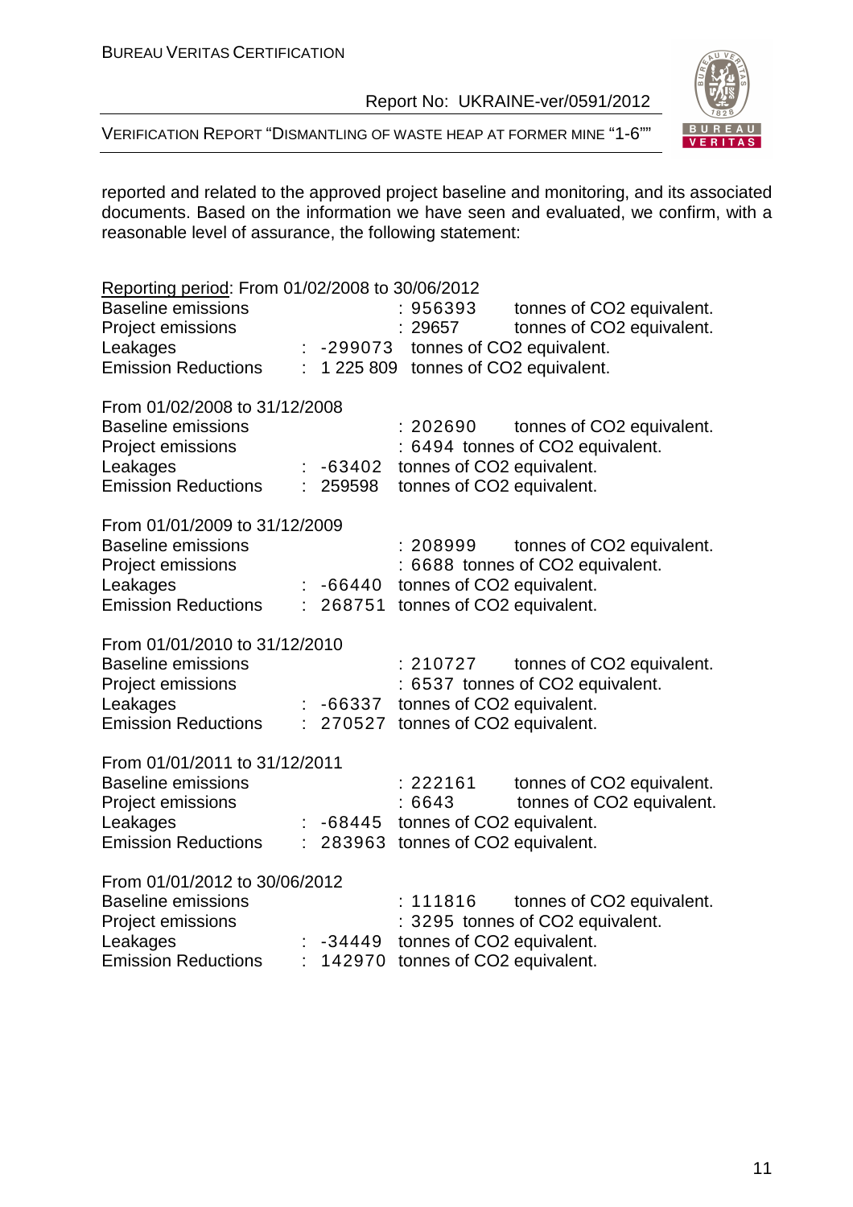reported and related to the approved project baseline and monitoring, and its associated documents. Based on the information we have seen and evaluated, we confirm, with a reasonable level of assurance, the following statement:

Reporting period: From 01/02/2008 to 30/06/2012
Baseline emissions : 956393 tonnes of $CO_2$ equivalent.
Project emissions : 29657 tonnes of $CO_2$ equivalent.
Leakages : -299073 tonnes of $CO_2$ equivalent.
Emission Reductions : 1 225 809 tonnes of $CO_2$ equivalent.

From 01/02/2008 to 31/12/2008
Baseline emissions : 202690 tonnes of $CO_2$ equivalent.
Project emissions : 6494 tonnes of $CO_2$ equivalent.
Leakages : -63402 tonnes of $CO_2$ equivalent.
Emission Reductions : 259598 tonnes of $CO_2$ equivalent.

From 01/01/2009 to 31/12/2009
Baseline emissions : 208999 tonnes of $CO_2$ equivalent.
Project emissions : 6688 tonnes of $CO_2$ equivalent.
Leakages : -66440 tonnes of $CO_2$ equivalent.
Emission Reductions : 268751 tonnes of $CO_2$ equivalent.

From 01/01/2010 to 31/12/2010
Baseline emissions : 210727 tonnes of $CO_2$ equivalent.
Project emissions : 6537 tonnes of $CO_2$ equivalent.
Leakages : -66337 tonnes of $CO_2$ equivalent.
Emission Reductions : 270527 tonnes of $CO_2$ equivalent.

From 01/01/2011 to 31/12/2011
Baseline emissions : 222161 tonnes of $CO_2$ equivalent.
Project emissions : 6643 tonnes of $CO_2$ equivalent.
Leakages : -68445 tonnes of $CO_2$ equivalent.
Emission Reductions : 283963 tonnes of $CO_2$ equivalent.

From 01/01/2012 to 30/06/2012
Baseline emissions : 111816 tonnes of $CO_2$ equivalent.
Project emissions : 3295 tonnes of $CO_2$ equivalent.
Leakages : -34449 tonnes of $CO_2$ equivalent.
Emission Reductions : 142970 tonnes of $CO_2$ equivalent.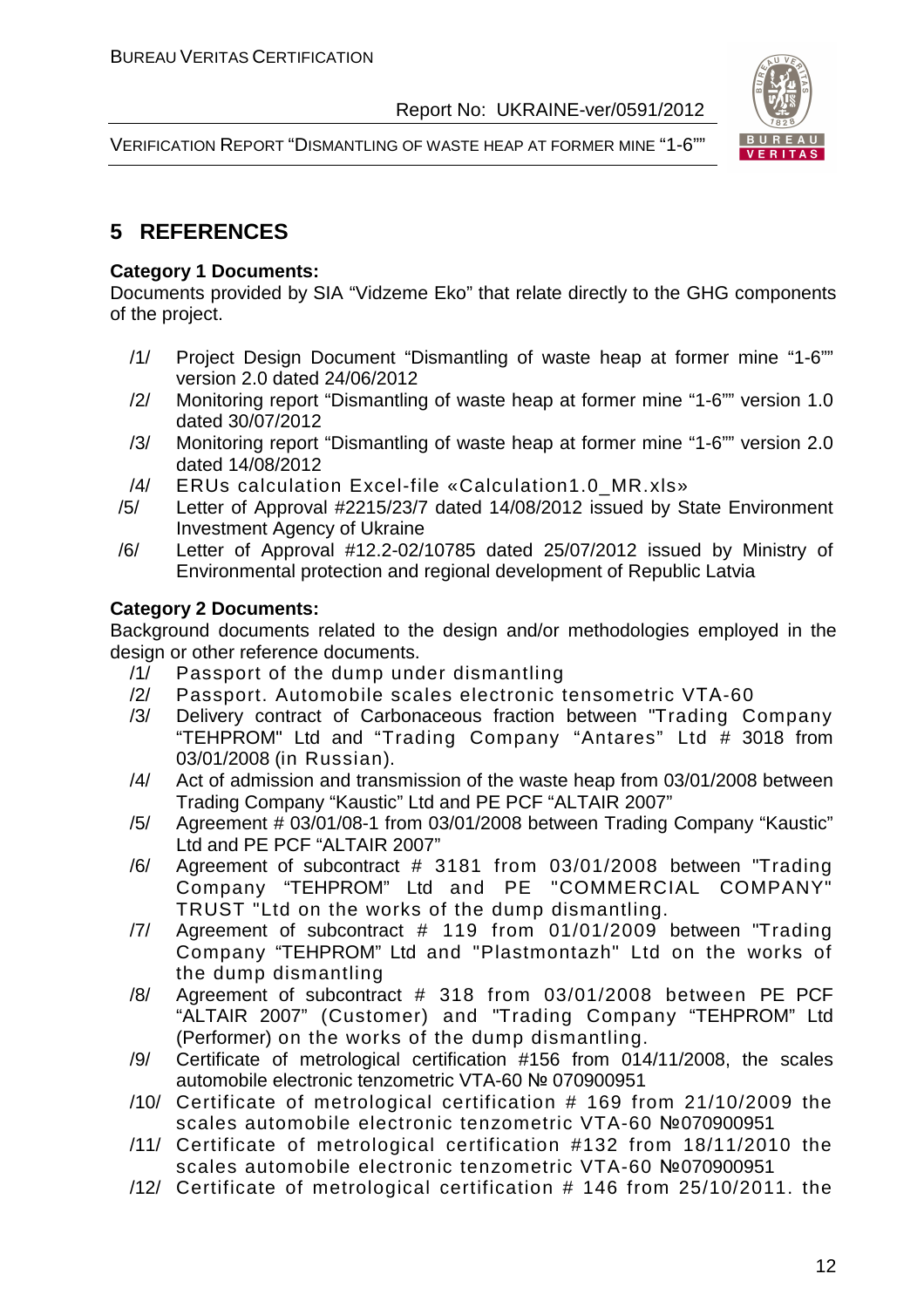# 5 REFERENCES

**Category 1 Documents:**

Documents provided by SIA "Vidzeme Eko" that relate directly to the GHG components of the project.

/1/ Project Design Document "Dismantling of waste heap at former mine "1-6"" version 2.0 dated 24/06/2012

/2/ Monitoring report "Dismantling of waste heap at former mine "1-6"" version 1.0 dated 30/07/2012

/3/ Monitoring report "Dismantling of waste heap at former mine "1-6"" version 2.0 dated 14/08/2012

/4/ ERUs calculation Excel-file «Calculation1.0_MR.xls»

/5/ Letter of Approval #2215/23/7 dated 14/08/2012 issued by State Environment Investment Agency of Ukraine

/6/ Letter of Approval #12.2-02/10785 dated 25/07/2012 issued by Ministry of Environmental protection and regional development of Republic Latvia

**Category 2 Documents:**

Background documents related to the design and/or methodologies employed in the design or other reference documents.

/1/ Passport of the dump under dismantling

/2/ Passport. Automobile scales electronic tensometric VTA-60

/3/ Delivery contract of Carbonaceous fraction between "Trading Company "TEHPROM" Ltd and "Trading Company "Antares" Ltd # 3018 from 03/01/2008 (in Russian).

/4/ Act of admission and transmission of the waste heap from 03/01/2008 between Trading Company "Kaustic" Ltd and PE PCF "ALTAIR 2007"

/5/ Agreement # 03/01/08-1 from 03/01/2008 between Trading Company "Kaustic" Ltd and PE PCF "ALTAIR 2007"

/6/ Agreement of subcontract # 3181 from 03/01/2008 between "Trading Company "TEHPROM" Ltd and PE "COMMERCIAL COMPANY" TRUST "Ltd on the works of the dump dismantling.

/7/ Agreement of subcontract # 119 from 01/01/2009 between "Trading Company "TEHPROM" Ltd and "Plastmontazh" Ltd on the works of the dump dismantling

/8/ Agreement of subcontract # 318 from 03/01/2008 between PE PCF "ALTAIR 2007" (Customer) and "Trading Company "TEHPROM" Ltd (Performer) on the works of the dump dismantling.

/9/ Certificate of metrological certification #156 from 014/11/2008, the scales automobile electronic tenzometric VTA-60 № 070900951

/10/ Certificate of metrological certification # 169 from 21/10/2009 the scales automobile electronic tenzometric VTA-60 №070900951

/11/ Certificate of metrological certification #132 from 18/11/2010 the scales automobile electronic tenzometric VTA-60 №070900951

/12/ Certificate of metrological certification # 146 from 25/10/2011. the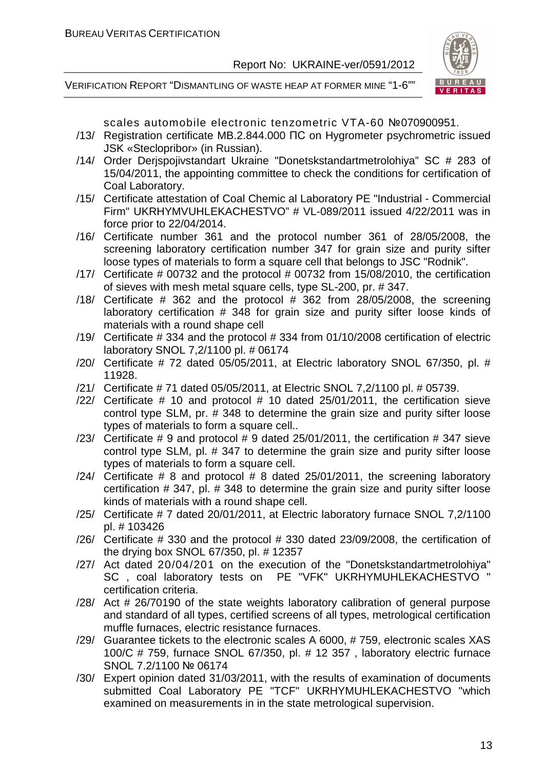scales automobile electronic tenzometric VTA-60 №070900951.

/13/ Registration certificate MB.2.844.000 ПС on Hygrometer psychrometric issued JSK «Stecloprybor» (in Russian).

/14/ Order Derjspojivstandart Ukraine "Donetskstandartmetrolohiya" SC # 283 of 15/04/2011, the appointing committee to check the conditions for certification of Coal Laboratory.

/15/ Certificate attestation of Coal Chemic al Laboratory PE "Industrial - Commercial Firm" UKRHYMVUHLEKACHESTVO" # VL-089/2011 issued 4/22/2011 was in force prior to 22/04/2014.

/16/ Certificate number 361 and the protocol number 361 of 28/05/2008, the screening laboratory certification number 347 for grain size and purity sifter loose types of materials to form a square cell that belongs to JSC "Rodnik".

/17/ Certificate # 00732 and the protocol # 00732 from 15/08/2010, the certification of sieves with mesh metal square cells, type SL-200, pr. # 347.

/18/ Certificate # 362 and the protocol # 362 from 28/05/2008, the screening laboratory certification # 348 for grain size and purity sifter loose kinds of materials with a round shape cell

/19/ Certificate # 334 and the protocol # 334 from 01/10/2008 certification of electric laboratory SNOL 7,2/1100 pl. # 06174

/20/ Certificate # 72 dated 05/05/2011, at Electric laboratory SNOL 67/350, pl. # 11928.

/21/ Certificate # 71 dated 05/05/2011, at Electric SNOL 7,2/1100 pl. # 05739.

/22/ Certificate # 10 and protocol # 10 dated 25/01/2011, the certification sieve control type SLM, pr. # 348 to determine the grain size and purity sifter loose types of materials to form a square cell..

/23/ Certificate # 9 and protocol # 9 dated 25/01/2011, the certification # 347 sieve control type SLM, pl. # 347 to determine the grain size and purity sifter loose types of materials to form a square cell.

/24/ Certificate # 8 and protocol # 8 dated 25/01/2011, the screening laboratory certification # 347, pl. # 348 to determine the grain size and purity sifter loose kinds of materials with a round shape cell.

/25/ Certificate # 7 dated 20/01/2011, at Electric laboratory furnace SNOL 7,2/1100 pl. # 103426

/26/ Certificate # 330 and the protocol # 330 dated 23/09/2008, the certification of the drying box SNOL 67/350, pl. # 12357

/27/ Act dated 20/04/201 on the execution of the "Donetskstandartmetrolohiya" SC , coal laboratory tests on PE "VFK" UKRHYMUHLEKACHESTVO " certification criteria.

/28/ Act # 26/70190 of the state weights laboratory calibration of general purpose and standard of all types, certified screens of all types, metrological certification muffle furnaces, electric resistance furnaces.

/29/ Guarantee tickets to the electronic scales A 6000, # 759, electronic scales XAS 100/C # 759, furnace SNOL 67/350, pl. # 12 357 , laboratory electric furnace SNOL 7.2/1100 № 06174

/30/ Expert opinion dated 31/03/2011, with the results of examination of documents submitted Coal Laboratory PE "TCF" UKRHYMUHLEKACHESTVO "which examined on measurements in in the state metrological supervision.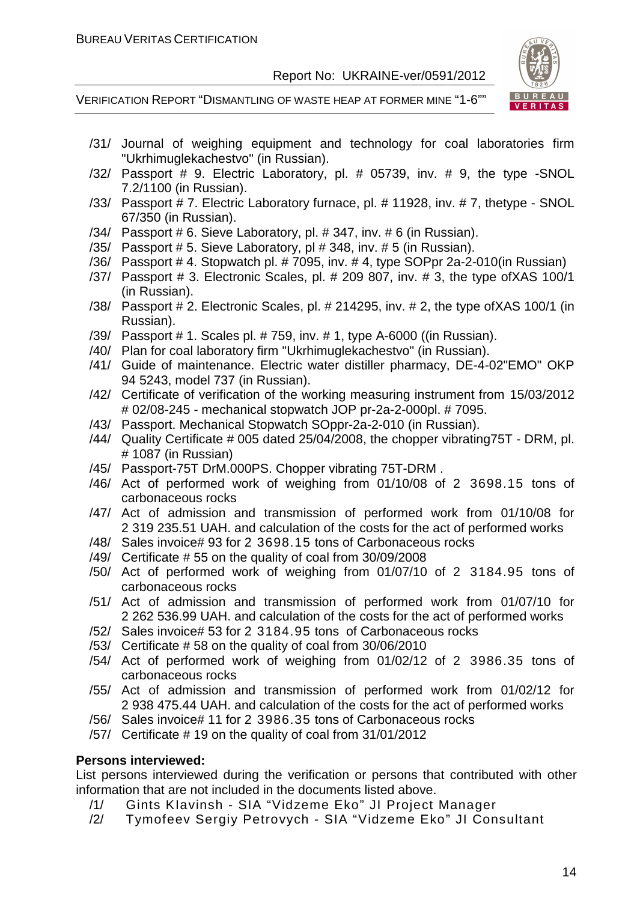/31/ Journal of weighing equipment and technology for coal laboratories firm "Ukrhimuglekachestvo" (in Russian).

/32/ Passport # 9. Electric Laboratory, pl. # 05739, inv. # 9, the type -SNOL 7.2/1100 (in Russian).

/33/ Passport # 7. Electric Laboratory furnace, pl. # 11928, inv. # 7, thetype - SNOL 67/350 (in Russian).

/34/ Passport # 6. Sieve Laboratory, pl. # 347, inv. # 6 (in Russian).

/35/ Passport # 5. Sieve Laboratory, pl # 348, inv. # 5 (in Russian).

/36/ Passport # 4. Stopwatch pl. # 7095, inv. # 4, type SOPpr 2a-2-010(in Russian)

/37/ Passport # 3. Electronic Scales, pl. # 209 807, inv. # 3, the type ofXAS 100/1 (in Russian).

/38/ Passport # 2. Electronic Scales, pl. # 214295, inv. # 2, the type ofXAS 100/1 (in Russian).

/39/ Passport # 1. Scales pl. # 759, inv. # 1, type A-6000 ((in Russian).

/40/ Plan for coal laboratory firm "Ukrhimuglekachestvo" (in Russian).

/41/ Guide of maintenance. Electric water distiller pharmacy, DE-4-02"EMO" OKP 94 5243, model 737 (in Russian).

/42/ Certificate of verification of the working measuring instrument from 15/03/2012 # 02/08-245 - mechanical stopwatch JOP pr-2a-2-000pl. # 7095.

/43/ Passport. Mechanical Stopwatch SOppr-2a-2-010 (in Russian).

/44/ Quality Certificate # 005 dated 25/04/2008, the chopper vibrating75T - DRM, pl. # 1087 (in Russian)

/45/ Passport-75T DrM.000PS. Chopper vibrating 75T-DRM .

/46/ Act of performed work of weighing from 01/10/08 of 2 3698.15 tons of carbonaceous rocks

/47/ Act of admission and transmission of performed work from 01/10/08 for 2 319 235.51 UAH. and calculation of the costs for the act of performed works

/48/ Sales invoice# 93 for 2 3698.15 tons of Carbonaceous rocks

/49/ Certificate # 55 on the quality of coal from 30/09/2008

/50/ Act of performed work of weighing from 01/07/10 of 2 3184.95 tons of carbonaceous rocks

/51/ Act of admission and transmission of performed work from 01/07/10 for 2 262 536.99 UAH. and calculation of the costs for the act of performed works

/52/ Sales invoice# 53 for 2 3184.95 tons of Carbonaceous rocks

/53/ Certificate # 58 on the quality of coal from 30/06/2010

/54/ Act of performed work of weighing from 01/02/12 of 2 3986.35 tons of carbonaceous rocks

/55/ Act of admission and transmission of performed work from 01/02/12 for 2 938 475.44 UAH. and calculation of the costs for the act of performed works

/56/ Sales invoice# 11 for 2 3986.35 tons of Carbonaceous rocks

/57/ Certificate # 19 on the quality of coal from 31/01/2012

**Persons interviewed:**

List persons interviewed during the verification or persons that contributed with other information that are not included in the documents listed above.

/1/ Gints Klavinsh - SIA "Vidzeme Eko" JI Project Manager

/2/ Tymofeev Sergiy Petrovych - SIA "Vidzeme Eko" JI Consultant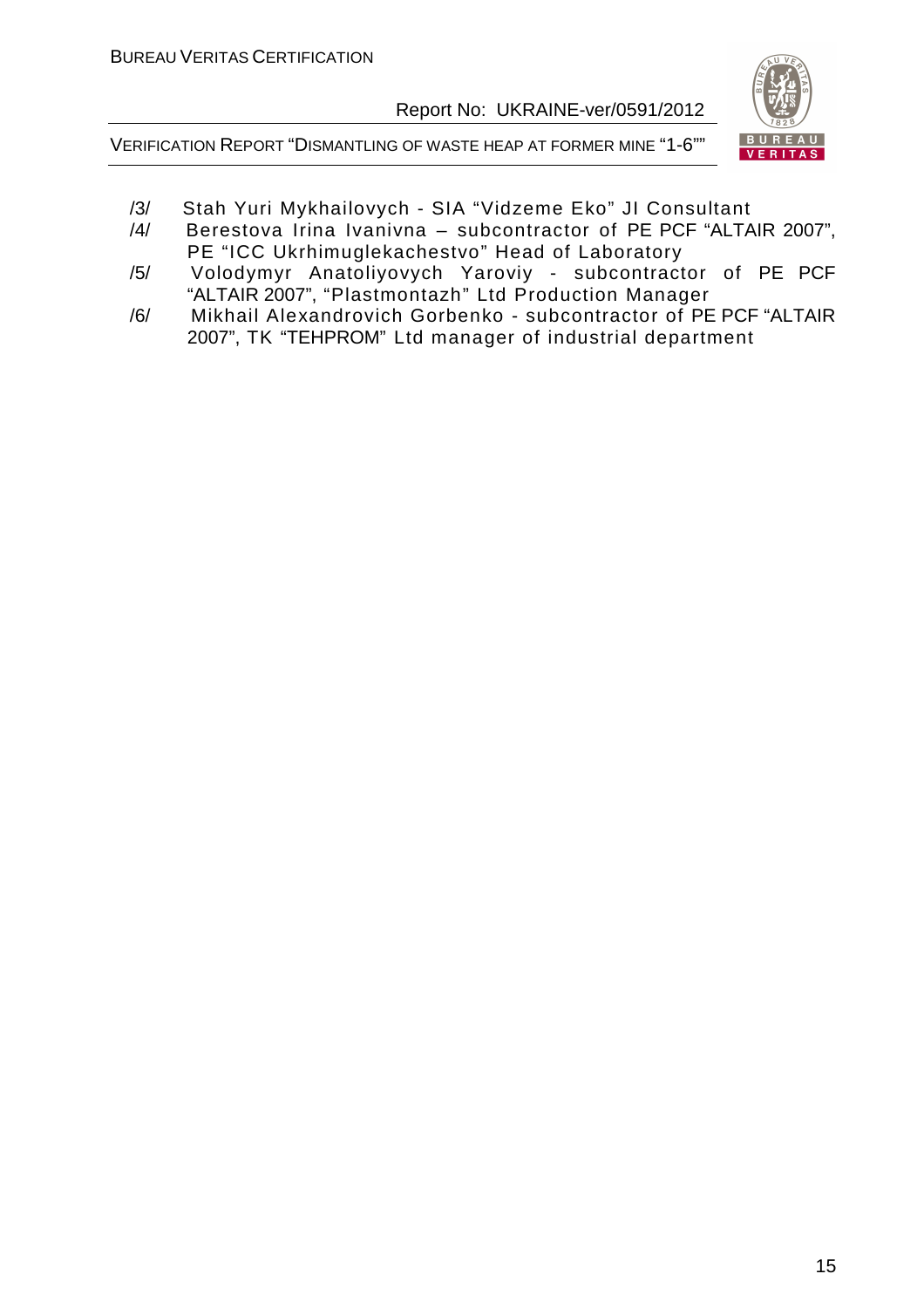/3/ Stah Yuri Mykhailovych - SIA “Vidzeme Eko” JI Consultant

/4/ Berestova Irina Ivanivna – subcontractor of PE PCF “ALTAIR 2007”, PE “ICC Ukrhimuglekachestvo” Head of Laboratory

/5/ Volodymyr Anatoliyovych Yaroviy - subcontractor of PE PCF “ALTAIR 2007”, “Plastmontazh” Ltd Production Manager

/6/ Mikhail Alexandrovich Gorbenko - subcontractor of PE PCF “ALTAIR 2007”, TK “TEHPROM” Ltd manager of industrial department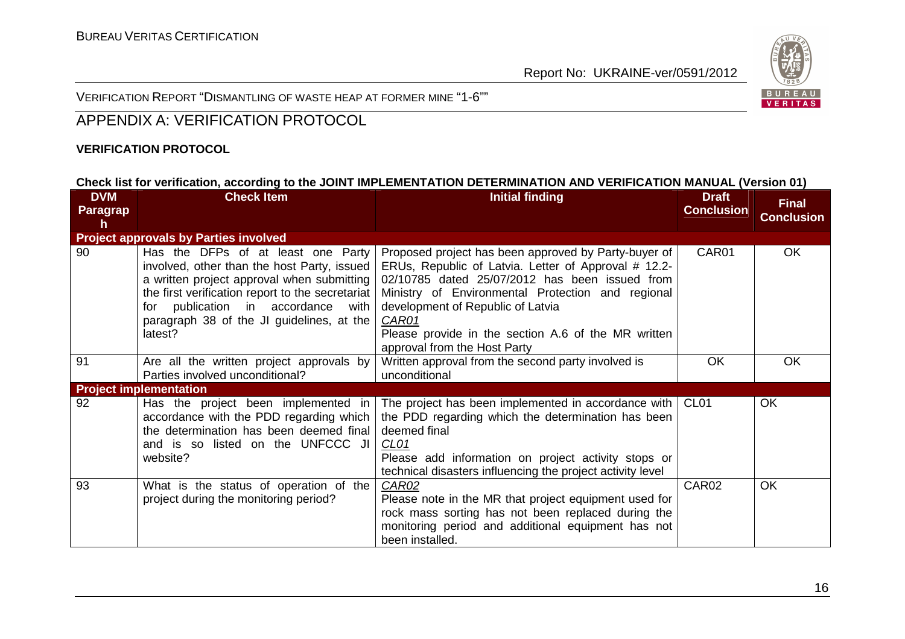# APPENDIX A: VERIFICATION PROTOCOL

**VERIFICATION PROTOCOL**

**Check list for verification, according to the JOINT IMPLEMENTATION DETERMINATION AND VERIFICATION MANUAL (Version 01)**

| DVM Paragraph | Check Item | Initial finding | Draft Conclusion | Final Conclusion |
|---|---|---|---|---|
| **Project approvals by Parties involved** | | | | |
| 90 | Has the DFPs of at least one Party involved, other than the host Party, issued a written project approval when submitting the first verification report to the secretariat for publication in accordance with paragraph 38 of the JI guidelines, at the latest? | Proposed project has been approved by Party-buyer of ERUs, Republic of Latvia. Letter of Approval # 12.2-02/10785 dated 25/07/2012 has been issued from Ministry of Environmental Protection and regional development of Republic of Latvia<br>_CAR01_<br>Please provide in the section A.6 of the MR written approval from the Host Party | CAR01 | OK |
| 91 | Are all the written project approvals by Parties involved unconditional? | Written approval from the second party involved is unconditional | OK | OK |
| **Project implementation** | | | | |
| 92 | Has the project been implemented in accordance with the PDD regarding which the determination has been deemed final and is so listed on the UNFCCC JI website? | The project has been implemented in accordance with the PDD regarding which the determination has been deemed final<br>_CL01_<br>Please add information on project activity stops or technical disasters influencing the project activity level | CL01 | OK |
| 93 | What is the status of operation of the project during the monitoring period? | _CAR02_<br>Please note in the MR that project equipment used for rock mass sorting has not been replaced during the monitoring period and additional equipment has not been installed. | CAR02 | OK |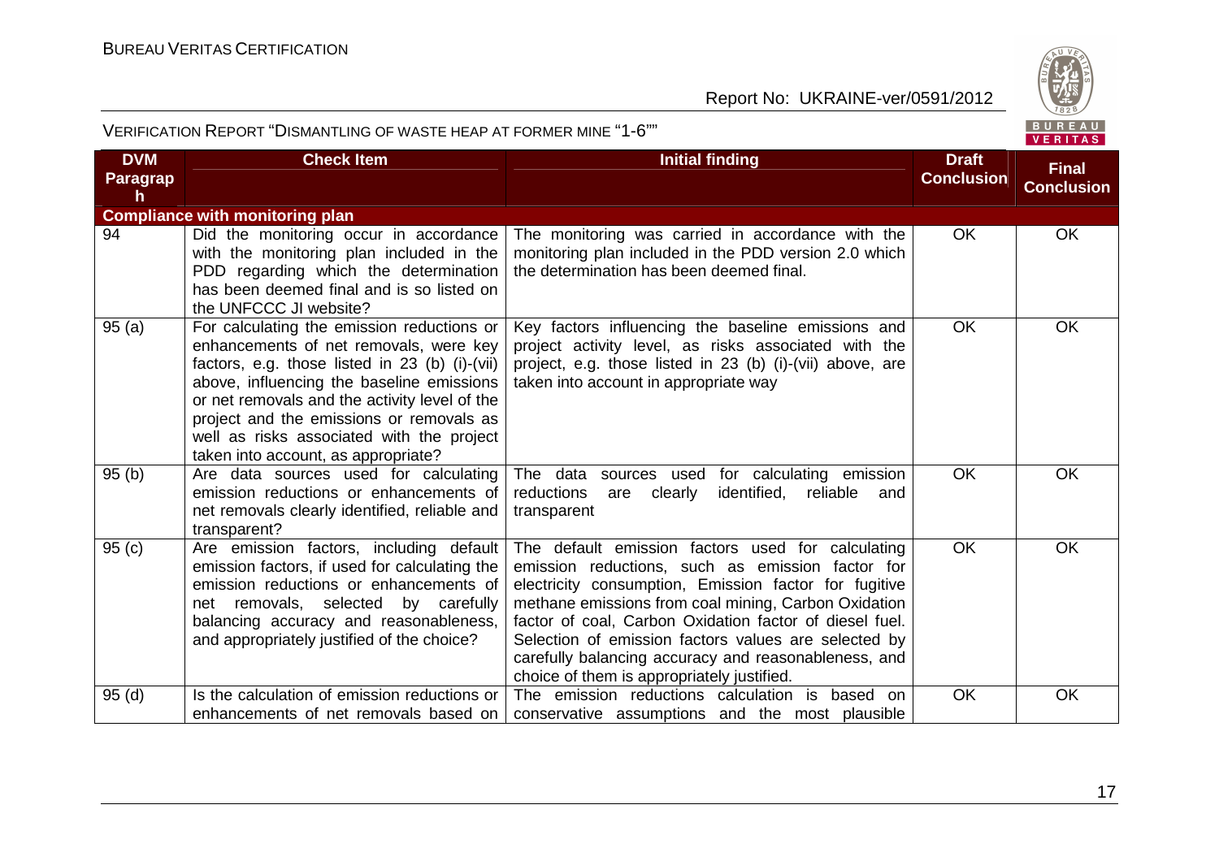| DVM Paragraph | Check Item | Initial finding | Draft Conclusion | Final Conclusion |
|---|---|---|---|---|
| **Compliance with monitoring plan** | | | | |
| 94 | Did the monitoring occur in accordance with the monitoring plan included in the PDD regarding which the determination has been deemed final and is so listed on the UNFCCC JI website? | The monitoring was carried in accordance with the monitoring plan included in the PDD version 2.0 which the determination has been deemed final. | OK | OK |
| 95 (a) | For calculating the emission reductions or enhancements of net removals, were key factors, e.g. those listed in 23 (b) (i)-(vii) above, influencing the baseline emissions or net removals and the activity level of the project and the emissions or removals as well as risks associated with the project taken into account, as appropriate? | Key factors influencing the baseline emissions and project activity level, as risks associated with the project, e.g. those listed in 23 (b) (i)-(vii) above, are taken into account in appropriate way | OK | OK |
| 95 (b) | Are data sources used for calculating emission reductions or enhancements of net removals clearly identified, reliable and transparent? | The data sources used for calculating emission reductions are clearly identified, reliable and transparent | OK | OK |
| 95 (c) | Are emission factors, including default emission factors, if used for calculating the emission reductions or enhancements of net removals, selected by carefully balancing accuracy and reasonableness, and appropriately justified of the choice? | The default emission factors used for calculating emission reductions, such as emission factor for electricity consumption, Emission factor for fugitive methane emissions from coal mining, Carbon Oxidation factor of coal, Carbon Oxidation factor of diesel fuel. Selection of emission factors values are selected by carefully balancing accuracy and reasonableness, and choice of them is appropriately justified. | OK | OK |
| 95 (d) | Is the calculation of emission reductions or enhancements of net removals based on | The emission reductions calculation is based on conservative assumptions and the most plausible | OK | OK |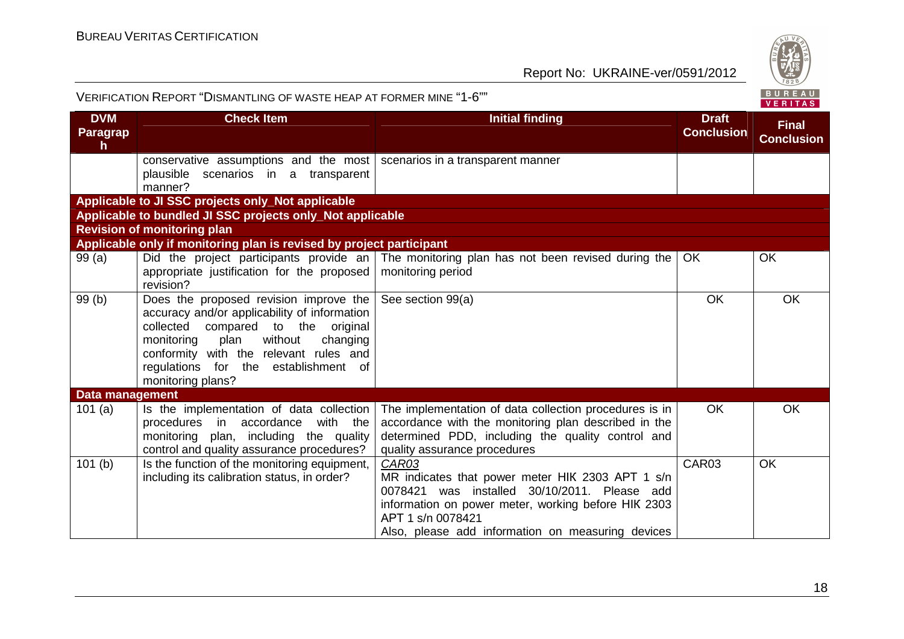| DVM Paragraph | Check Item | Initial finding | Draft Conclusion | Final Conclusion |
|---|---|---|---|---|
| | conservative assumptions and the most plausible scenarios in a transparent manner? | scenarios in a transparent manner | | |
| **Applicable to JI SSC projects only_Not applicable** | | | | |
| **Applicable to bundled JI SSC projects only_Not applicable** | | | | |
| **Revision of monitoring plan** | | | | |
| **Applicable only if monitoring plan is revised by project participant** | | | | |
| 99 (a) | Did the project participants provide an appropriate justification for the proposed revision? | The monitoring plan has not been revised during the monitoring period | OK | OK |
| 99 (b) | Does the proposed revision improve the accuracy and/or applicability of information collected compared to the original monitoring plan without changing conformity with the relevant rules and regulations for the establishment of monitoring plans? | See section 99(a) | OK | OK |
| **Data management** | | | | |
| 101 (a) | Is the implementation of data collection procedures in accordance with the monitoring plan, including the quality control and quality assurance procedures? | The implementation of data collection procedures is in accordance with the monitoring plan described in the determined PDD, including the quality control and quality assurance procedures | OK | OK |
| 101 (b) | Is the function of the monitoring equipment, including its calibration status, in order? | *CAR03*<br>MR indicates that power meter НІК 2303 АРТ 1 s/n 0078421 was installed 30/10/2011. Please add information on power meter, working before НІК 2303 АРТ 1 s/n 0078421<br>Also, please add information on measuring devices | CAR03 | OK |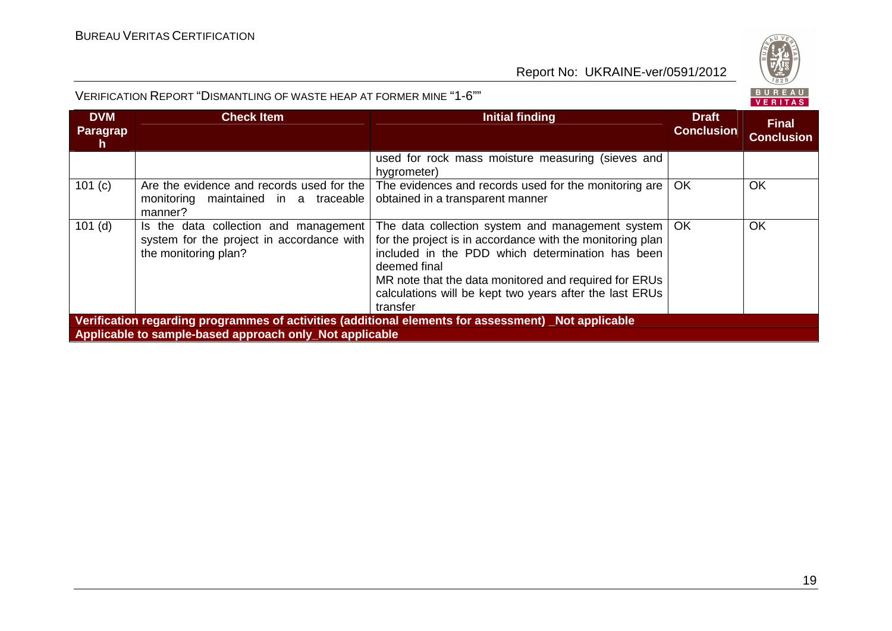| DVM Paragraph | Check Item | Initial finding | Draft Conclusion | Final Conclusion |
|---|---|---|---|---|
| | | used for rock mass moisture measuring (sieves and hygrometer) | | |
| 101 (c) | Are the evidence and records used for the monitoring maintained in a traceable manner? | The evidences and records used for the monitoring are obtained in a transparent manner | OK | OK |
| 101 (d) | Is the data collection and management system for the project in accordance with the monitoring plan? | The data collection system and management system for the project is in accordance with the monitoring plan included in the PDD which determination has been deemed final<br>MR note that the data monitored and required for ERUs calculations will be kept two years after the last ERUs transfer | OK | OK |
| **Verification regarding programmes of activities (additional elements for assessment) _Not applicable** | | | | |
| **Applicable to sample-based approach only_Not applicable** | | | | |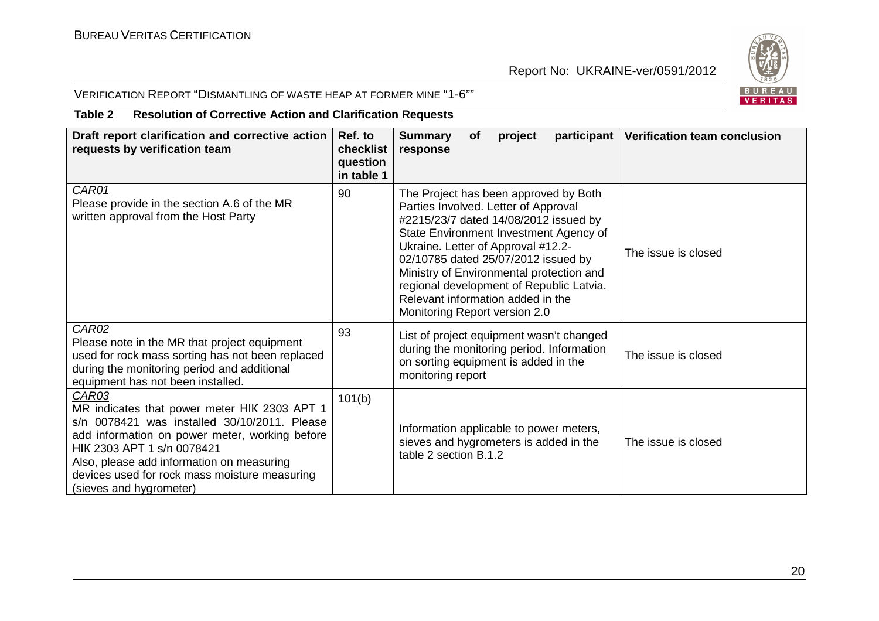**Table 2 Resolution of Corrective Action and Clarification Requests**

| Draft report clarification and corrective action requests by verification team | Ref. to checklist question in table 1 | Summary of project participant response | Verification team conclusion |
|---|---|---|---|
| *CAR01*<br>Please provide in the section A.6 of the MR written approval from the Host Party | 90 | The Project has been approved by Both Parties Involved. Letter of Approval #2215/23/7 dated 14/08/2012 issued by State Environment Investment Agency of Ukraine. Letter of Approval #12.2-02/10785 dated 25/07/2012 issued by Ministry of Environmental protection and regional development of Republic Latvia. Relevant information added in the Monitoring Report version 2.0 | The issue is closed |
| *CAR02*<br>Please note in the MR that project equipment used for rock mass sorting has not been replaced during the monitoring period and additional equipment has not been installed. | 93 | List of project equipment wasn't changed during the monitoring period. Information on sorting equipment is added in the monitoring report | The issue is closed |
| *CAR03*<br>MR indicates that power meter НІК 2303 АРТ 1 s/n 0078421 was installed 30/10/2011. Please add information on power meter, working before НІК 2303 АРТ 1 s/n 0078421<br>Also, please add information on measuring devices used for rock mass moisture measuring (sieves and hygrometer) | 101(b) | Information applicable to power meters, sieves and hygrometers is added in the table 2 section B.1.2 | The issue is closed |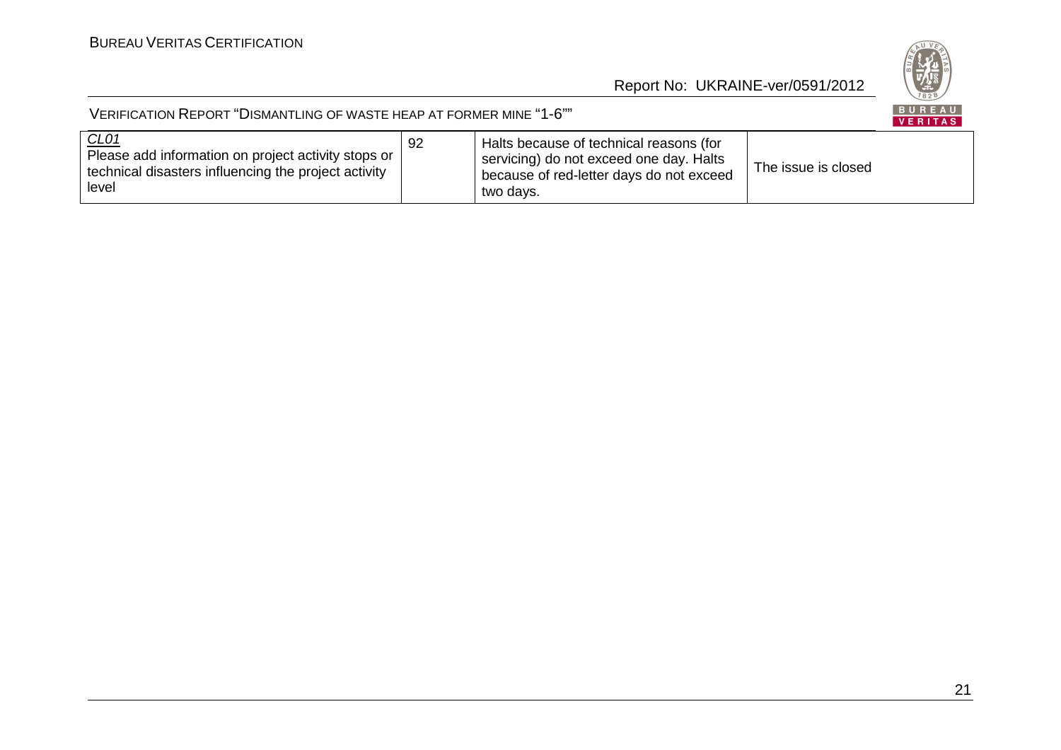| | | | |
|---|---|---|---|
| *CL01* Please add information on project activity stops or technical disasters influencing the project activity level | 92 | Halts because of technical reasons (for servicing) do not exceed one day. Halts because of red-letter days do not exceed two days. | The issue is closed |